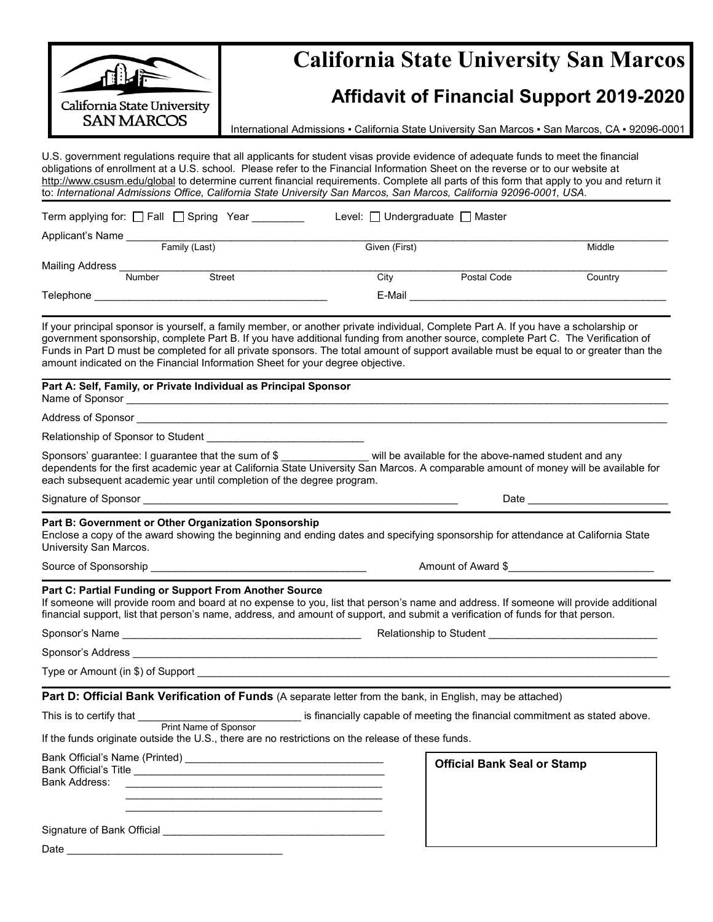# California State University San Marcos

## Affidavit of Financial Support 2019-2020

International Admissions ▪ California State University San Marcos ▪ San Marcos, CA ▪ 92096-0001

U.S. government regulations require that all applicants for student visas provide evidence of adequate funds to meet the financial obligations of enrollment at a U.S. school. Please refer to the Financial Information Sheet on the reverse or to our website at http://www.csusm.edu/global to determine current financial requirements. Complete all parts of this form that apply to you and return it to: *International Admissions Office, California State University San Marcos, San Marcos, California 92096-0001, USA*.

Term applying for: ☐ Fall ☐ Spring Year _________ Level: ☐ Undergraduate ☐ Master

Applicant's Name ____________________________________________________________
Family (Last) Given (First) Middle

Mailing Address ____________________________________________________________
Number Street City Postal Code Country

Telephone ________________________________ E-Mail ________________________________

If your principal sponsor is yourself, a family member, or another private individual, Complete Part A. If you have a scholarship or government sponsorship, complete Part B. If you have additional funding from another source, complete Part C. The Verification of Funds in Part D must be completed for all private sponsors. The total amount of support available must be equal to or greater than the amount indicated on the Financial Information Sheet for your degree objective.

**Part A: Self, Family, or Private Individual as Principal Sponsor**

Name of Sponsor ____________________________________________________________

Address of Sponsor ____________________________________________________________

Relationship of Sponsor to Student ___________________________

Sponsors' guarantee: I guarantee that the sum of $ _______________ will be available for the above-named student and any dependents for the first academic year at California State University San Marcos. A comparable amount of money will be available for each subsequent academic year until completion of the degree program.

Signature of Sponsor ________________________________________ Date ________________________

**Part B: Government or Other Organization Sponsorship**

Enclose a copy of the award showing the beginning and ending dates and specifying sponsorship for attendance at California State University San Marcos.

Source of Sponsorship ________________________________ Amount of Award $_________________________

**Part C: Partial Funding or Support From Another Source**

If someone will provide room and board at no expense to you, list that person's name and address. If someone will provide additional financial support, list that person's name, address, and amount of support, and submit a verification of funds for that person.

Sponsor's Name ________________________________ Relationship to Student _____________________________

Sponsor's Address ____________________________________________________________

Type or Amount (in $) of Support ____________________________________________________________

**Part D: Official Bank Verification of Funds** (A separate letter from the bank, in English, may be attached)

This is to certify that ____________________________ is financially capable of meeting the financial commitment as stated above.
Print Name of Sponsor

If the funds originate outside the U.S., there are no restrictions on the release of these funds.

Bank Official's Name (Printed) _________________________________

Bank Official's Title _________________________________

Bank Address: _________________________________

_________________________________

_________________________________

Signature of Bank Official _________________________________

Date _________________________________

**Official Bank Seal or Stamp**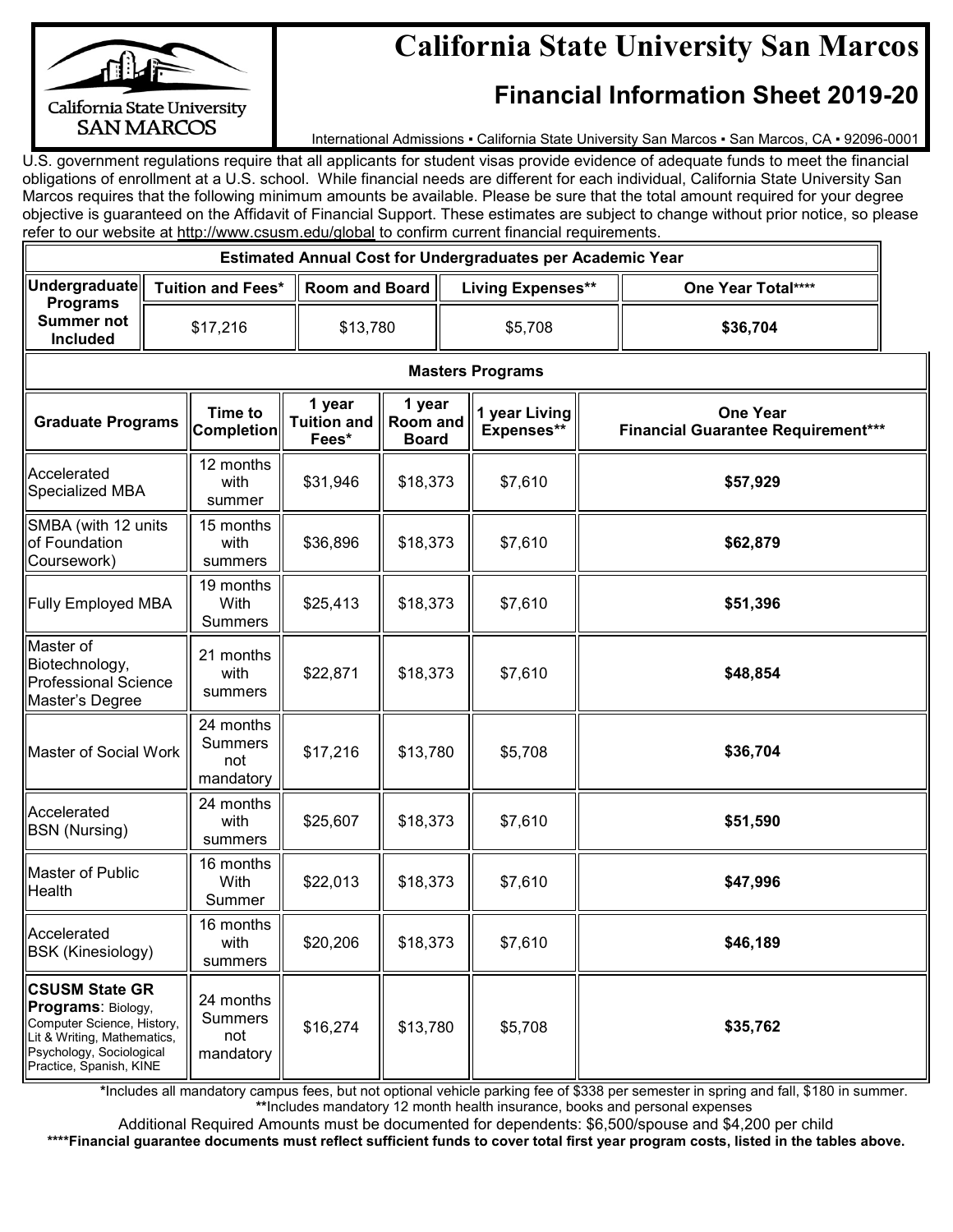# California State University San Marcos

## Financial Information Sheet 2019-20

International Admissions ▪ California State University San Marcos ▪ San Marcos, CA ▪ 92096-0001

U.S. government regulations require that all applicants for student visas provide evidence of adequate funds to meet the financial obligations of enrollment at a U.S. school. While financial needs are different for each individual, California State University San Marcos requires that the following minimum amounts be available. Please be sure that the total amount required for your degree objective is guaranteed on the Affidavit of Financial Support. These estimates are subject to change without prior notice, so please refer to our website at http://www.csusm.edu/global to confirm current financial requirements.

**Estimated Annual Cost for Undergraduates per Academic Year**

| Undergraduate Programs Summer not Included | Tuition and Fees* | Room and Board | Living Expenses** | One Year Total**** |
|---|---|---|---|---|
| | $17,216 | $13,780 | $5,708 | **$36,704** |

**Masters Programs**

| Graduate Programs | Time to Completion | 1 year Tuition and Fees* | 1 year Room and Board | 1 year Living Expenses** | One Year Financial Guarantee Requirement*** |
|---|---|---|---|---|---|
| Accelerated Specialized MBA | 12 months with summer | $31,946 | $18,373 | $7,610 | **$57,929** |
| SMBA (with 12 units of Foundation Coursework) | 15 months with summers | $36,896 | $18,373 | $7,610 | **$62,879** |
| Fully Employed MBA | 19 months With Summers | $25,413 | $18,373 | $7,610 | **$51,396** |
| Master of Biotechnology, Professional Science Master's Degree | 21 months with summers | $22,871 | $18,373 | $7,610 | **$48,854** |
| Master of Social Work | 24 months Summers not mandatory | $17,216 | $13,780 | $5,708 | **$36,704** |
| Accelerated BSN (Nursing) | 24 months with summers | $25,607 | $18,373 | $7,610 | **$51,590** |
| Master of Public Health | 16 months With Summer | $22,013 | $18,373 | $7,610 | **$47,996** |
| Accelerated BSK (Kinesiology) | 16 months with summers | $20,206 | $18,373 | $7,610 | **$46,189** |
| **CSUSM State GR Programs**: Biology, Computer Science, History, Lit & Writing, Mathematics, Psychology, Sociological Practice, Spanish, KINE | 24 months Summers not mandatory | $16,274 | $13,780 | $5,708 | **$35,762** |

*Includes all mandatory campus fees, but not optional vehicle parking fee of $338 per semester in spring and fall, $180 in summer.

**Includes mandatory 12 month health insurance, books and personal expenses

Additional Required Amounts must be documented for dependents: $6,500/spouse and $4,200 per child

****Financial guarantee documents must reflect sufficient funds to cover total first year program costs, listed in the tables above.**